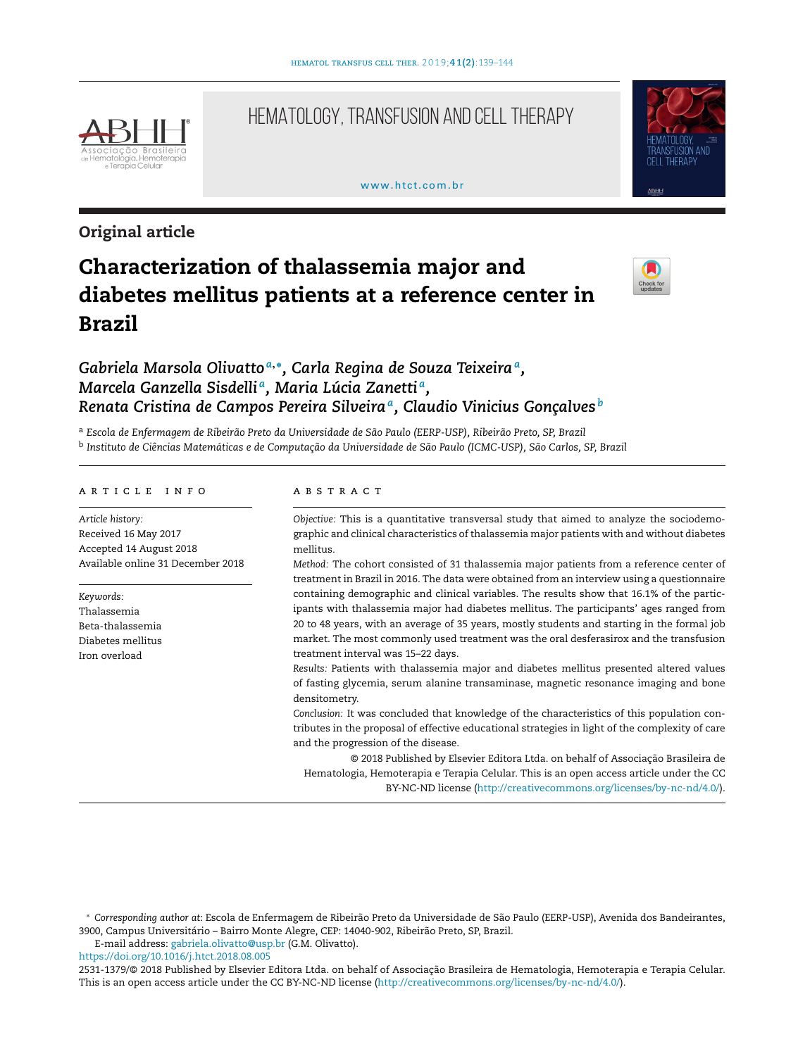Original article

# Characterization of thalassemia major and diabetes mellitus patients at a reference center in Brazil

*Gabriela Marsola Olivatto* [a,*], *Carla Regina de Souza Teixeira* [a], *Marcela Ganzella Sisdelli* [a], *Maria Lúcia Zanetti* [a], *Renata Cristina de Campos Pereira Silveira* [a], *Claudio Vinicius Gonçalves* [b]

[a] *Escola de Enfermagem de Ribeirão Preto da Universidade de São Paulo (EERP-USP), Ribeirão Preto, SP, Brazil*

[b] *Instituto de Ciências Matemáticas e de Computação da Universidade de São Paulo (ICMC-USP), São Carlos, SP, Brazil*

## ARTICLE INFO

*Article history:*
Received 16 May 2017
Accepted 14 August 2018
Available online 31 December 2018

*Keywords:*
Thalassemia
Beta-thalassemia
Diabetes mellitus
Iron overload

## ABSTRACT

*Objective:* This is a quantitative transversal study that aimed to analyze the sociodemographic and clinical characteristics of thalassemia major patients with and without diabetes mellitus.

*Method:* The cohort consisted of 31 thalassemia major patients from a reference center of treatment in Brazil in 2016. The data were obtained from an interview using a questionnaire containing demographic and clinical variables. The results show that 16.1% of the participants with thalassemia major had diabetes mellitus. The participants' ages ranged from 20 to 48 years, with an average of 35 years, mostly students and starting in the formal job market. The most commonly used treatment was the oral desferasirox and the transfusion treatment interval was 15–22 days.

*Results:* Patients with thalassemia major and diabetes mellitus presented altered values of fasting glycemia, serum alanine transaminase, magnetic resonance imaging and bone densitometry.

*Conclusion:* It was concluded that knowledge of the characteristics of this population contributes in the proposal of effective educational strategies in light of the complexity of care and the progression of the disease.

© 2018 Published by Elsevier Editora Ltda. on behalf of Associação Brasileira de Hematologia, Hemoterapia e Terapia Celular. This is an open access article under the CC BY-NC-ND license (http://creativecommons.org/licenses/by-nc-nd/4.0/).

* *Corresponding author at*: Escola de Enfermagem de Ribeirão Preto da Universidade de São Paulo (EERP-USP), Avenida dos Bandeirantes, 3900, Campus Universitário – Bairro Monte Alegre, CEP: 14040-902, Ribeirão Preto, SP, Brazil.

E-mail address: gabriela.olivatto@usp.br (G.M. Olivatto).

https://doi.org/10.1016/j.htct.2018.08.005

2531-1379/© 2018 Published by Elsevier Editora Ltda. on behalf of Associação Brasileira de Hematologia, Hemoterapia e Terapia Celular. This is an open access article under the CC BY-NC-ND license (http://creativecommons.org/licenses/by-nc-nd/4.0/).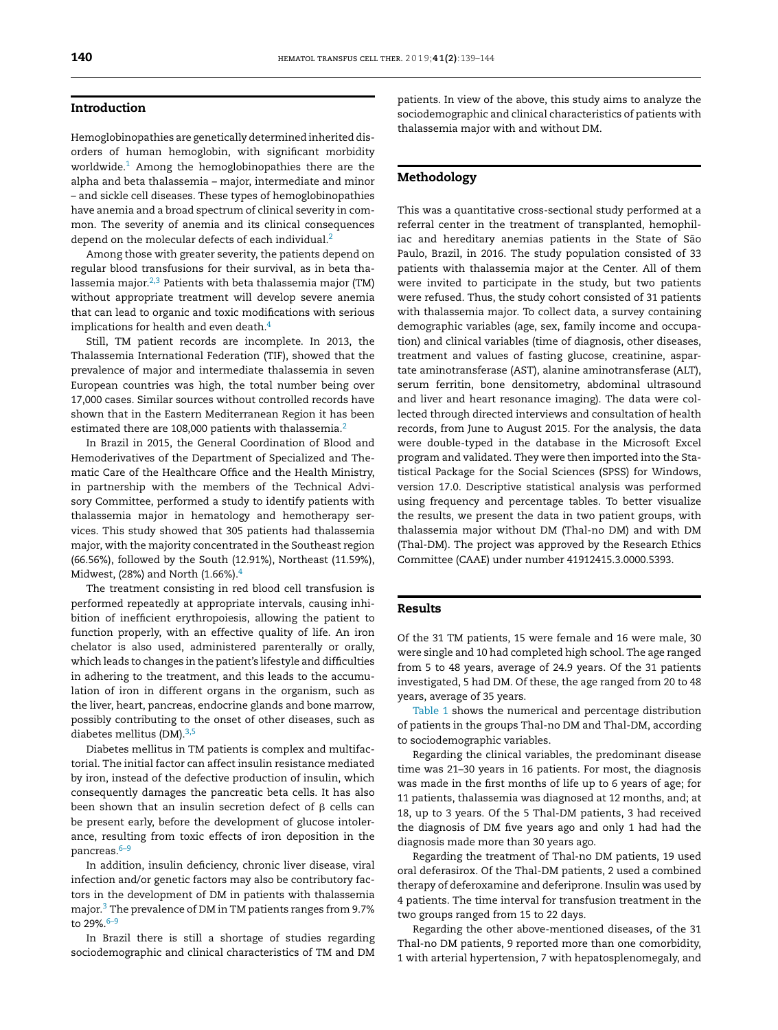## Introduction

Hemoglobinopathies are genetically determined inherited disorders of human hemoglobin, with significant morbidity worldwide.[1] Among the hemoglobinopathies there are the alpha and beta thalassemia – major, intermediate and minor – and sickle cell diseases. These types of hemoglobinopathies have anemia and a broad spectrum of clinical severity in common. The severity of anemia and its clinical consequences depend on the molecular defects of each individual.[2]

Among those with greater severity, the patients depend on regular blood transfusions for their survival, as in beta thalassemia major.[2,3] Patients with beta thalassemia major (TM) without appropriate treatment will develop severe anemia that can lead to organic and toxic modifications with serious implications for health and even death.[4]

Still, TM patient records are incomplete. In 2013, the Thalassemia International Federation (TIF), showed that the prevalence of major and intermediate thalassemia in seven European countries was high, the total number being over 17,000 cases. Similar sources without controlled records have shown that in the Eastern Mediterranean Region it has been estimated there are 108,000 patients with thalassemia.[2]

In Brazil in 2015, the General Coordination of Blood and Hemoderivatives of the Department of Specialized and Thematic Care of the Healthcare Office and the Health Ministry, in partnership with the members of the Technical Advisory Committee, performed a study to identify patients with thalassemia major in hematology and hemotherapy services. This study showed that 305 patients had thalassemia major, with the majority concentrated in the Southeast region (66.56%), followed by the South (12.91%), Northeast (11.59%), Midwest, (28%) and North (1.66%).[4]

The treatment consisting in red blood cell transfusion is performed repeatedly at appropriate intervals, causing inhibition of inefficient erythropoiesis, allowing the patient to function properly, with an effective quality of life. An iron chelator is also used, administered parenterally or orally, which leads to changes in the patient's lifestyle and difficulties in adhering to the treatment, and this leads to the accumulation of iron in different organs in the organism, such as the liver, heart, pancreas, endocrine glands and bone marrow, possibly contributing to the onset of other diseases, such as diabetes mellitus (DM).[3,5]

Diabetes mellitus in TM patients is complex and multifactorial. The initial factor can affect insulin resistance mediated by iron, instead of the defective production of insulin, which consequently damages the pancreatic beta cells. It has also been shown that an insulin secretion defect of β cells can be present early, before the development of glucose intolerance, resulting from toxic effects of iron deposition in the pancreas.[6–9]

In addition, insulin deficiency, chronic liver disease, viral infection and/or genetic factors may also be contributory factors in the development of DM in patients with thalassemia major.[3] The prevalence of DM in TM patients ranges from 9.7% to 29%.[6–9]

In Brazil there is still a shortage of studies regarding sociodemographic and clinical characteristics of TM and DM patients. In view of the above, this study aims to analyze the sociodemographic and clinical characteristics of patients with thalassemia major with and without DM.

## Methodology

This was a quantitative cross-sectional study performed at a referral center in the treatment of transplanted, hemophiliac and hereditary anemias patients in the State of São Paulo, Brazil, in 2016. The study population consisted of 33 patients with thalassemia major at the Center. All of them were invited to participate in the study, but two patients were refused. Thus, the study cohort consisted of 31 patients with thalassemia major. To collect data, a survey containing demographic variables (age, sex, family income and occupation) and clinical variables (time of diagnosis, other diseases, treatment and values of fasting glucose, creatinine, aspartate aminotransferase (AST), alanine aminotransferase (ALT), serum ferritin, bone densitometry, abdominal ultrasound and liver and heart resonance imaging). The data were collected through directed interviews and consultation of health records, from June to August 2015. For the analysis, the data were double-typed in the database in the Microsoft Excel program and validated. They were then imported into the Statistical Package for the Social Sciences (SPSS) for Windows, version 17.0. Descriptive statistical analysis was performed using frequency and percentage tables. To better visualize the results, we present the data in two patient groups, with thalassemia major without DM (Thal-no DM) and with DM (Thal-DM). The project was approved by the Research Ethics Committee (CAAE) under number 41912415.3.0000.5393.

## Results

Of the 31 TM patients, 15 were female and 16 were male, 30 were single and 10 had completed high school. The age ranged from 5 to 48 years, average of 24.9 years. Of the 31 patients investigated, 5 had DM. Of these, the age ranged from 20 to 48 years, average of 35 years.

Table 1 shows the numerical and percentage distribution of patients in the groups Thal-no DM and Thal-DM, according to sociodemographic variables.

Regarding the clinical variables, the predominant disease time was 21–30 years in 16 patients. For most, the diagnosis was made in the first months of life up to 6 years of age; for 11 patients, thalassemia was diagnosed at 12 months, and; at 18, up to 3 years. Of the 5 Thal-DM patients, 3 had received the diagnosis of DM five years ago and only 1 had had the diagnosis made more than 30 years ago.

Regarding the treatment of Thal-no DM patients, 19 used oral deferasirox. Of the Thal-DM patients, 2 used a combined therapy of deferoxamine and deferiprone. Insulin was used by 4 patients. The time interval for transfusion treatment in the two groups ranged from 15 to 22 days.

Regarding the other above-mentioned diseases, of the 31 Thal-no DM patients, 9 reported more than one comorbidity, 1 with arterial hypertension, 7 with hepatosplenomegaly, and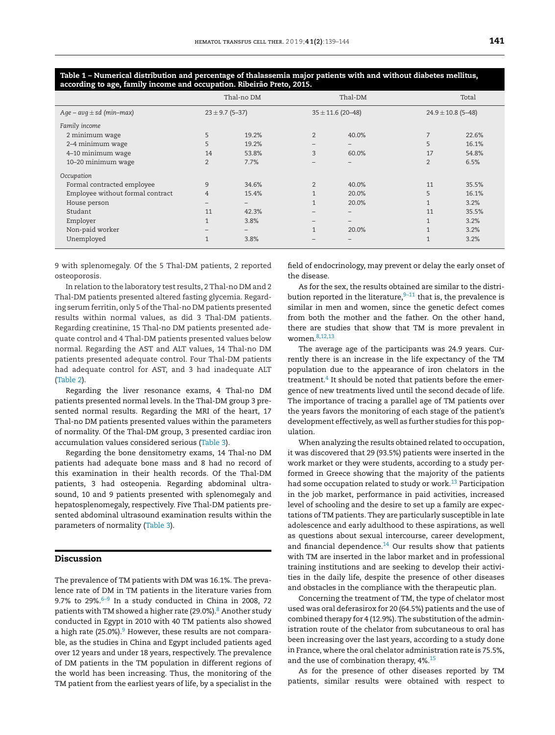**Table 1 – Numerical distribution and percentage of thalassemia major patients with and without diabetes mellitus, according to age, family income and occupation. Ribeirão Preto, 2015.**

| | Thal-no DM | | Thal-DM | | Total | |
|---|---|---|---|---|---|---|
| *Age – avg ± sd (min–max)* | 23 ± 9.7 (5–37) | | 35 ± 11.6 (20–48) | | 24.9 ± 10.8 (5–48) | |
| *Family income* | | | | | | |
| 2 minimum wage | 5 | 19.2% | 2 | 40.0% | 7 | 22.6% |
| 2–4 minimum wage | 5 | 19.2% | – | – | 5 | 16.1% |
| 4–10 minimum wage | 14 | 53.8% | 3 | 60.0% | 17 | 54.8% |
| 10–20 minimum wage | 2 | 7.7% | – | – | 2 | 6.5% |
| *Occupation* | | | | | | |
| Formal contracted employee | 9 | 34.6% | 2 | 40.0% | 11 | 35.5% |
| Employee without formal contract | 4 | 15.4% | 1 | 20.0% | 5 | 16.1% |
| House person | – | – | 1 | 20.0% | 1 | 3.2% |
| Studant | 11 | 42.3% | – | – | 11 | 35.5% |
| Employer | 1 | 3.8% | – | – | 1 | 3.2% |
| Non-paid worker | – | – | 1 | 20.0% | 1 | 3.2% |
| Unemployed | 1 | 3.8% | – | – | 1 | 3.2% |

9 with splenomegaly. Of the 5 Thal-DM patients, 2 reported osteoporosis.

In relation to the laboratory test results, 2 Thal-no DM and 2 Thal-DM patients presented altered fasting glycemia. Regarding serum ferritin, only 5 of the Thal-no DM patients presented results within normal values, as did 3 Thal-DM patients. Regarding creatinine, 15 Thal-no DM patients presented adequate control and 4 Thal-DM patients presented values below normal. Regarding the AST and ALT values, 14 Thal-no DM patients presented adequate control. Four Thal-DM patients had adequate control for AST, and 3 had inadequate ALT (Table 2).

Regarding the liver resonance exams, 4 Thal-no DM patients presented normal levels. In the Thal-DM group 3 presented normal results. Regarding the MRI of the heart, 17 Thal-no DM patients presented values within the parameters of normality. Of the Thal-DM group, 3 presented cardiac iron accumulation values considered serious (Table 3).

Regarding the bone densitometry exams, 14 Thal-no DM patients had adequate bone mass and 8 had no record of this examination in their health records. Of the Thal-DM patients, 3 had osteopenia. Regarding abdominal ultrasound, 10 and 9 patients presented with splenomegaly and hepatosplenomegaly, respectively. Five Thal-DM patients presented abdominal ultrasound examination results within the parameters of normality (Table 3).

## Discussion

The prevalence of TM patients with DM was 16.1%. The prevalence rate of DM in TM patients in the literature varies from 9.7% to 29%.[6–9] In a study conducted in China in 2008, 72 patients with TM showed a higher rate (29.0%).[8] Another study conducted in Egypt in 2010 with 40 TM patients also showed a high rate (25.0%).[9] However, these results are not comparable, as the studies in China and Egypt included patients aged over 12 years and under 18 years, respectively. The prevalence of DM patients in the TM population in different regions of the world has been increasing. Thus, the monitoring of the TM patient from the earliest years of life, by a specialist in the field of endocrinology, may prevent or delay the early onset of the disease.

As for the sex, the results obtained are similar to the distribution reported in the literature,[9–11] that is, the prevalence is similar in men and women, since the genetic defect comes from both the mother and the father. On the other hand, there are studies that show that TM is more prevalent in women.[8,12,13]

The average age of the participants was 24.9 years. Currently there is an increase in the life expectancy of the TM population due to the appearance of iron chelators in the treatment.[4] It should be noted that patients before the emergence of new treatments lived until the second decade of life. The importance of tracing a parallel age of TM patients over the years favors the monitoring of each stage of the patient's development effectively, as well as further studies for this population.

When analyzing the results obtained related to occupation, it was discovered that 29 (93.5%) patients were inserted in the work market or they were students, according to a study performed in Greece showing that the majority of the patients had some occupation related to study or work.[13] Participation in the job market, performance in paid activities, increased level of schooling and the desire to set up a family are expectations of TM patients. They are particularly susceptible in late adolescence and early adulthood to these aspirations, as well as questions about sexual intercourse, career development, and financial dependence.[14] Our results show that patients with TM are inserted in the labor market and in professional training institutions and are seeking to develop their activities in the daily life, despite the presence of other diseases and obstacles in the compliance with the therapeutic plan.

Concerning the treatment of TM, the type of chelator most used was oral deferasirox for 20 (64.5%) patients and the use of combined therapy for 4 (12.9%). The substitution of the administration route of the chelator from subcutaneous to oral has been increasing over the last years, according to a study done in France, where the oral chelator administration rate is 75.5%, and the use of combination therapy, 4%.[15]

As for the presence of other diseases reported by TM patients, similar results were obtained with respect to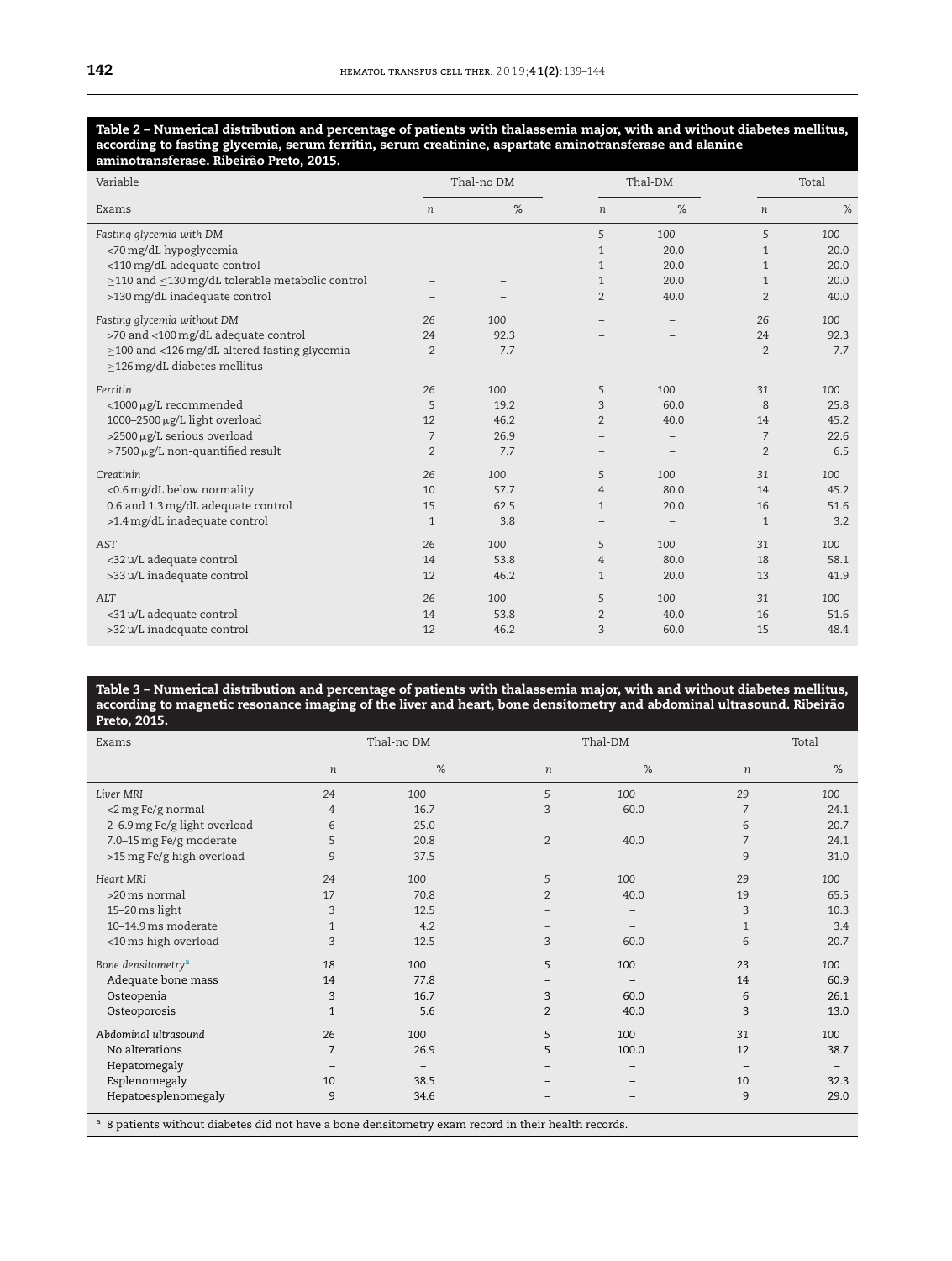**Table 2 – Numerical distribution and percentage of patients with thalassemia major, with and without diabetes mellitus, according to fasting glycemia, serum ferritin, serum creatinine, aspartate aminotransferase and alanine aminotransferase. Ribeirão Preto, 2015.**

| Variable | Thal-no DM | | Thal-DM | | Total | |
|---|---|---|---|---|---|---|
| Exams | *n* | % | *n* | % | *n* | % |
| *Fasting glycemia with DM* | – | – | 5 | 100 | 5 | 100 |
| <70 mg/dL hypoglycemia | – | – | 1 | 20.0 | 1 | 20.0 |
| <110 mg/dL adequate control | – | – | 1 | 20.0 | 1 | 20.0 |
| ≥110 and ≤130 mg/dL tolerable metabolic control | – | – | 1 | 20.0 | 1 | 20.0 |
| >130 mg/dL inadequate control | – | – | 2 | 40.0 | 2 | 40.0 |
| *Fasting glycemia without DM* | 26 | 100 | – | – | 26 | 100 |
| >70 and <100 mg/dL adequate control | 24 | 92.3 | – | – | 24 | 92.3 |
| ≥100 and <126 mg/dL altered fasting glycemia | 2 | 7.7 | – | – | 2 | 7.7 |
| ≥126 mg/dL diabetes mellitus | – | – | – | – | – | – |
| *Ferritin* | 26 | 100 | 5 | 100 | 31 | 100 |
| <1000 μg/L recommended | 5 | 19.2 | 3 | 60.0 | 8 | 25.8 |
| 1000–2500 μg/L light overload | 12 | 46.2 | 2 | 40.0 | 14 | 45.2 |
| >2500 μg/L serious overload | 7 | 26.9 | – | – | 7 | 22.6 |
| ≥7500 μg/L non-quantified result | 2 | 7.7 | – | – | 2 | 6.5 |
| *Creatinin* | 26 | 100 | 5 | 100 | 31 | 100 |
| <0.6 mg/dL below normality | 10 | 57.7 | 4 | 80.0 | 14 | 45.2 |
| 0.6 and 1.3 mg/dL adequate control | 15 | 62.5 | 1 | 20.0 | 16 | 51.6 |
| >1.4 mg/dL inadequate control | 1 | 3.8 | – | – | 1 | 3.2 |
| *AST* | 26 | 100 | 5 | 100 | 31 | 100 |
| <32 u/L adequate control | 14 | 53.8 | 4 | 80.0 | 18 | 58.1 |
| >33 u/L inadequate control | 12 | 46.2 | 1 | 20.0 | 13 | 41.9 |
| *ALT* | 26 | 100 | 5 | 100 | 31 | 100 |
| <31 u/L adequate control | 14 | 53.8 | 2 | 40.0 | 16 | 51.6 |
| >32 u/L inadequate control | 12 | 46.2 | 3 | 60.0 | 15 | 48.4 |

**Table 3 – Numerical distribution and percentage of patients with thalassemia major, with and without diabetes mellitus, according to magnetic resonance imaging of the liver and heart, bone densitometry and abdominal ultrasound. Ribeirão Preto, 2015.**

| Exams | Thal-no DM | | Thal-DM | | Total | |
|---|---|---|---|---|---|---|
| | *n* | % | *n* | % | *n* | % |
| *Liver MRI* | 24 | 100 | 5 | 100 | 29 | 100 |
| <2 mg Fe/g normal | 4 | 16.7 | 3 | 60.0 | 7 | 24.1 |
| 2–6.9 mg Fe/g light overload | 6 | 25.0 | – | – | 6 | 20.7 |
| 7.0–15 mg Fe/g moderate | 5 | 20.8 | 2 | 40.0 | 7 | 24.1 |
| >15 mg Fe/g high overload | 9 | 37.5 | – | – | 9 | 31.0 |
| *Heart MRI* | 24 | 100 | 5 | 100 | 29 | 100 |
| >20 ms normal | 17 | 70.8 | 2 | 40.0 | 19 | 65.5 |
| 15–20 ms light | 3 | 12.5 | – | – | 3 | 10.3 |
| 10–14.9 ms moderate | 1 | 4.2 | – | – | 1 | 3.4 |
| <10 ms high overload | 3 | 12.5 | 3 | 60.0 | 6 | 20.7 |
| *Bone densitometry*[a] | 18 | 100 | 5 | 100 | 23 | 100 |
| Adequate bone mass | 14 | 77.8 | – | – | 14 | 60.9 |
| Osteopenia | 3 | 16.7 | 3 | 60.0 | 6 | 26.1 |
| Osteoporosis | 1 | 5.6 | 2 | 40.0 | 3 | 13.0 |
| *Abdominal ultrasound* | 26 | 100 | 5 | 100 | 31 | 100 |
| No alterations | 7 | 26.9 | 5 | 100.0 | 12 | 38.7 |
| Hepatomegaly | – | – | – | – | – | – |
| Esplenomegaly | 10 | 38.5 | – | – | 10 | 32.3 |
| Hepatoesplenomegaly | 9 | 34.6 | – | – | 9 | 29.0 |

[a] 8 patients without diabetes did not have a bone densitometry exam record in their health records.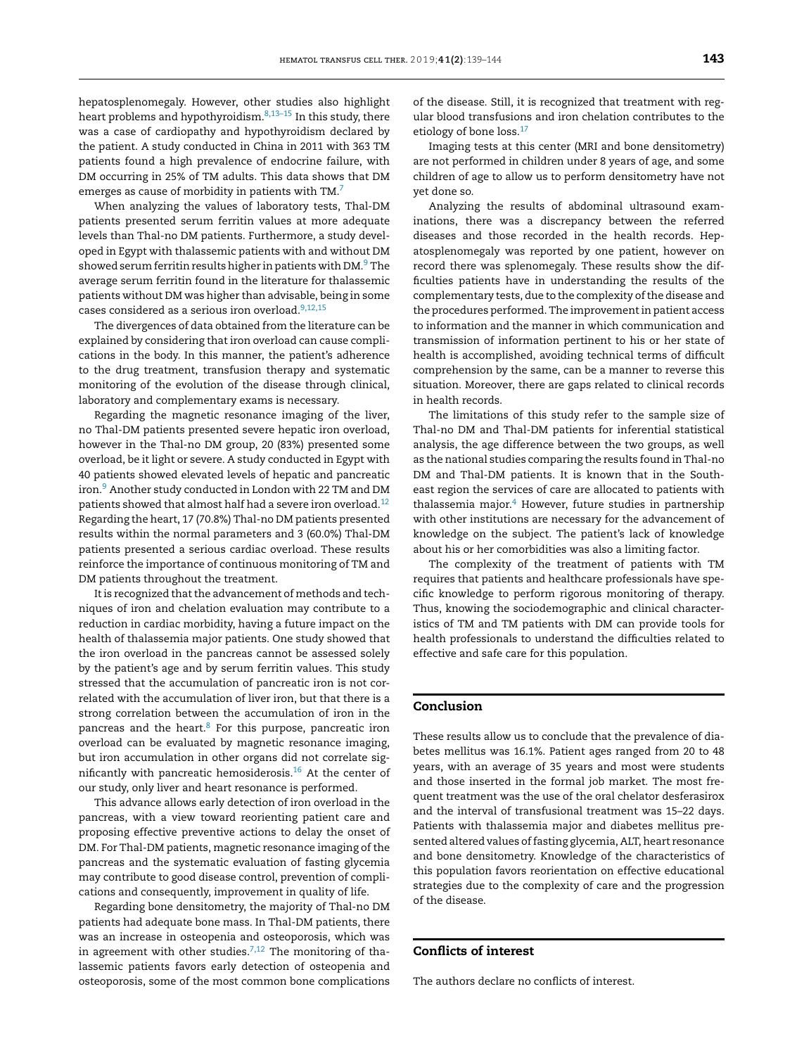hepatosplenomegaly. However, other studies also highlight heart problems and hypothyroidism.[8,13–15] In this study, there was a case of cardiopathy and hypothyroidism declared by the patient. A study conducted in China in 2011 with 363 TM patients found a high prevalence of endocrine failure, with DM occurring in 25% of TM adults. This data shows that DM emerges as cause of morbidity in patients with TM.[7]

When analyzing the values of laboratory tests, Thal-DM patients presented serum ferritin values at more adequate levels than Thal-no DM patients. Furthermore, a study developed in Egypt with thalassemic patients with and without DM showed serum ferritin results higher in patients with DM.[9] The average serum ferritin found in the literature for thalassemic patients without DM was higher than advisable, being in some cases considered as a serious iron overload.[9,12,15]

The divergences of data obtained from the literature can be explained by considering that iron overload can cause complications in the body. In this manner, the patient's adherence to the drug treatment, transfusion therapy and systematic monitoring of the evolution of the disease through clinical, laboratory and complementary exams is necessary.

Regarding the magnetic resonance imaging of the liver, no Thal-DM patients presented severe hepatic iron overload, however in the Thal-no DM group, 20 (83%) presented some overload, be it light or severe. A study conducted in Egypt with 40 patients showed elevated levels of hepatic and pancreatic iron.[9] Another study conducted in London with 22 TM and DM patients showed that almost half had a severe iron overload.[12] Regarding the heart, 17 (70.8%) Thal-no DM patients presented results within the normal parameters and 3 (60.0%) Thal-DM patients presented a serious cardiac overload. These results reinforce the importance of continuous monitoring of TM and DM patients throughout the treatment.

It is recognized that the advancement of methods and techniques of iron and chelation evaluation may contribute to a reduction in cardiac morbidity, having a future impact on the health of thalassemia major patients. One study showed that the iron overload in the pancreas cannot be assessed solely by the patient's age and by serum ferritin values. This study stressed that the accumulation of pancreatic iron is not correlated with the accumulation of liver iron, but that there is a strong correlation between the accumulation of iron in the pancreas and the heart.[8] For this purpose, pancreatic iron overload can be evaluated by magnetic resonance imaging, but iron accumulation in other organs did not correlate significantly with pancreatic hemosiderosis.[16] At the center of our study, only liver and heart resonance is performed.

This advance allows early detection of iron overload in the pancreas, with a view toward reorienting patient care and proposing effective preventive actions to delay the onset of DM. For Thal-DM patients, magnetic resonance imaging of the pancreas and the systematic evaluation of fasting glycemia may contribute to good disease control, prevention of complications and consequently, improvement in quality of life.

Regarding bone densitometry, the majority of Thal-no DM patients had adequate bone mass. In Thal-DM patients, there was an increase in osteopenia and osteoporosis, which was in agreement with other studies.[7,12] The monitoring of thalassemic patients favors early detection of osteopenia and osteoporosis, some of the most common bone complications of the disease. Still, it is recognized that treatment with regular blood transfusions and iron chelation contributes to the etiology of bone loss.[17]

Imaging tests at this center (MRI and bone densitometry) are not performed in children under 8 years of age, and some children of age to allow us to perform densitometry have not yet done so.

Analyzing the results of abdominal ultrasound examinations, there was a discrepancy between the referred diseases and those recorded in the health records. Hepatosplenomegaly was reported by one patient, however on record there was splenomegaly. These results show the difficulties patients have in understanding the results of the complementary tests, due to the complexity of the disease and the procedures performed. The improvement in patient access to information and the manner in which communication and transmission of information pertinent to his or her state of health is accomplished, avoiding technical terms of difficult comprehension by the same, can be a manner to reverse this situation. Moreover, there are gaps related to clinical records in health records.

The limitations of this study refer to the sample size of Thal-no DM and Thal-DM patients for inferential statistical analysis, the age difference between the two groups, as well as the national studies comparing the results found in Thal-no DM and Thal-DM patients. It is known that in the Southeast region the services of care are allocated to patients with thalassemia major.[4] However, future studies in partnership with other institutions are necessary for the advancement of knowledge on the subject. The patient's lack of knowledge about his or her comorbidities was also a limiting factor.

The complexity of the treatment of patients with TM requires that patients and healthcare professionals have specific knowledge to perform rigorous monitoring of therapy. Thus, knowing the sociodemographic and clinical characteristics of TM and TM patients with DM can provide tools for health professionals to understand the difficulties related to effective and safe care for this population.

## Conclusion

These results allow us to conclude that the prevalence of diabetes mellitus was 16.1%. Patient ages ranged from 20 to 48 years, with an average of 35 years and most were students and those inserted in the formal job market. The most frequent treatment was the use of the oral chelator desferasirox and the interval of transfusional treatment was 15–22 days. Patients with thalassemia major and diabetes mellitus presented altered values of fasting glycemia, ALT, heart resonance and bone densitometry. Knowledge of the characteristics of this population favors reorientation on effective educational strategies due to the complexity of care and the progression of the disease.

## Conflicts of interest

The authors declare no conflicts of interest.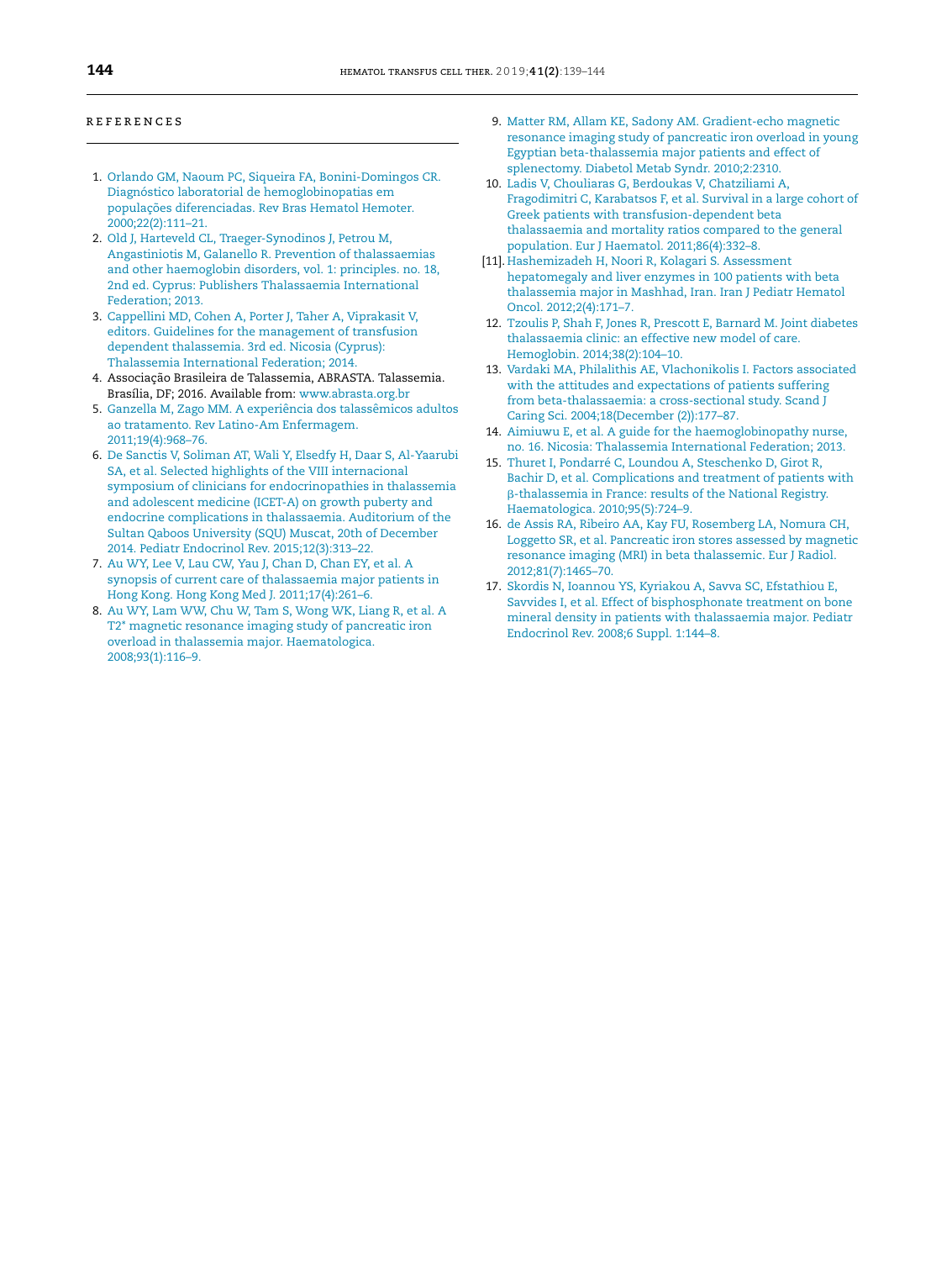## REFERENCES

1. Orlando GM, Naoum PC, Siqueira FA, Bonini-Domingos CR. Diagnóstico laboratorial de hemoglobinopatias em populações diferenciadas. Rev Bras Hematol Hemoter. 2000;22(2):111–21.
2. Old J, Harteveld CL, Traeger-Synodinos J, Petrou M, Angastiniotis M, Galanello R. Prevention of thalassaemias and other haemoglobin disorders, vol. 1: principles. no. 18, 2nd ed. Cyprus: Publishers Thalassaemia International Federation; 2013.
3. Cappellini MD, Cohen A, Porter J, Taher A, Viprakasit V, editors. Guidelines for the management of transfusion dependent thalassemia. 3rd ed. Nicosia (Cyprus): Thalassemia International Federation; 2014.
4. Associação Brasileira de Talassemia, ABRASTA. Talassemia. Brasília, DF; 2016. Available from: www.abrasta.org.br
5. Ganzella M, Zago MM. A experiência dos talassêmicos adultos ao tratamento. Rev Latino-Am Enfermagem. 2011;19(4):968–76.
6. De Sanctis V, Soliman AT, Wali Y, Elsedfy H, Daar S, Al-Yaarubi SA, et al. Selected highlights of the VIII internacional symposium of clinicians for endocrinopathies in thalassemia and adolescent medicine (ICET-A) on growth puberty and endocrine complications in thalassaemia. Auditorium of the Sultan Qaboos University (SQU) Muscat, 20th of December 2014. Pediatr Endocrinol Rev. 2015;12(3):313–22.
7. Au WY, Lee V, Lau CW, Yau J, Chan D, Chan EY, et al. A synopsis of current care of thalassaemia major patients in Hong Kong. Hong Kong Med J. 2011;17(4):261–6.
8. Au WY, Lam WW, Chu W, Tam S, Wong WK, Liang R, et al. A T2* magnetic resonance imaging study of pancreatic iron overload in thalassemia major. Haematologica. 2008;93(1):116–9.
9. Matter RM, Allam KE, Sadony AM. Gradient-echo magnetic resonance imaging study of pancreatic iron overload in young Egyptian beta-thalassemia major patients and effect of splenectomy. Diabetol Metab Syndr. 2010;2:2310.
10. Ladis V, Chouliaras G, Berdoukas V, Chatziliami A, Fragodimitri C, Karabatsos F, et al. Survival in a large cohort of Greek patients with transfusion-dependent beta thalassaemia and mortality ratios compared to the general population. Eur J Haematol. 2011;86(4):332–8.
11. Hashemizadeh H, Noori R, Kolagari S. Assessment hepatomegaly and liver enzymes in 100 patients with beta thalassemia major in Mashhad, Iran. Iran J Pediatr Hematol Oncol. 2012;2(4):171–7.
12. Tzoulis P, Shah F, Jones R, Prescott E, Barnard M. Joint diabetes thalassaemia clinic: an effective new model of care. Hemoglobin. 2014;38(2):104–10.
13. Vardaki MA, Philalithis AE, Vlachonikolis I. Factors associated with the attitudes and expectations of patients suffering from beta-thalassaemia: a cross-sectional study. Scand J Caring Sci. 2004;18(December (2)):177–87.
14. Aimiuwu E, et al. A guide for the haemoglobinopathy nurse, no. 16. Nicosia: Thalassemia International Federation; 2013.
15. Thuret I, Pondarré C, Loundou A, Steschenko D, Girot R, Bachir D, et al. Complications and treatment of patients with β-thalassemia in France: results of the National Registry. Haematologica. 2010;95(5):724–9.
16. de Assis RA, Ribeiro AA, Kay FU, Rosemberg LA, Nomura CH, Loggetto SR, et al. Pancreatic iron stores assessed by magnetic resonance imaging (MRI) in beta thalassemic. Eur J Radiol. 2012;81(7):1465–70.
17. Skordis N, Ioannou YS, Kyriakou A, Savva SC, Efstathiou E, Savvides I, et al. Effect of bisphosphonate treatment on bone mineral density in patients with thalassaemia major. Pediatr Endocrinol Rev. 2008;6 Suppl. 1:144–8.